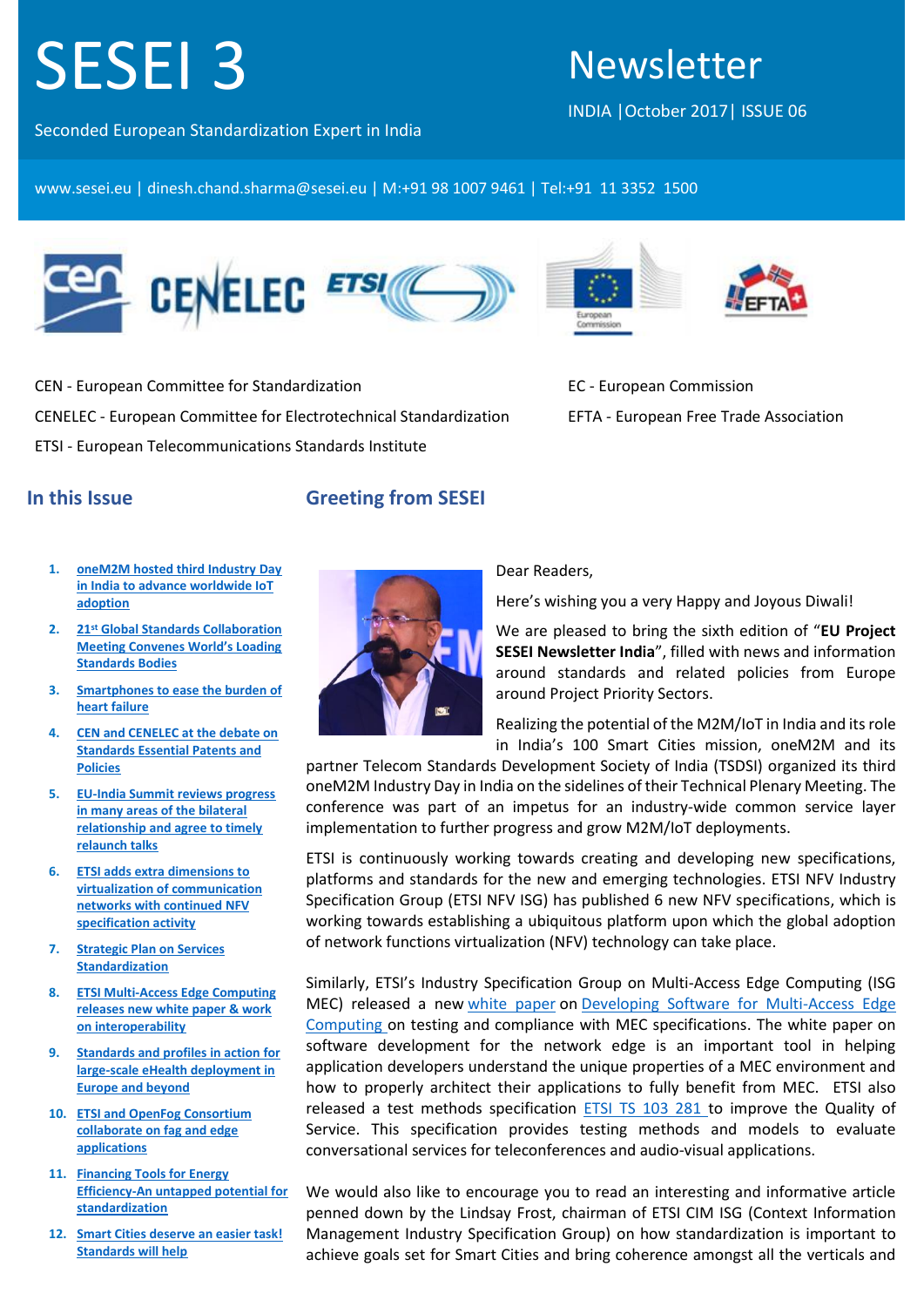# SESEI 3

Seconded European Standardization Expert in India

# Newsletter

INDIA | October 2017 | ISSUE 06

www.sesei.eu | dinesh.chand.sharma@sesei.eu | M:+91 98 1007 9461 | Tel:+91 11 3352 1500

CEN - European Committee for Standardization

CENELEC - European Committee for Electrotechnical Standardization

ETSI - European Telecommunications Standards Institute

EC - European Commission

EFTA - European Free Trade Association

## In this Issue

1. oneM2M hosted third Industry Day in India to advance worldwide IoT adoption
2. 21st Global Standards Collaboration Meeting Convenes World's Loading Standards Bodies
3. Smartphones to ease the burden of heart failure
4. CEN and CENELEC at the debate on Standards Essential Patents and Policies
5. EU-India Summit reviews progress in many areas of the bilateral relationship and agree to timely relaunch talks
6. ETSI adds extra dimensions to virtualization of communication networks with continued NFV specification activity
7. Strategic Plan on Services Standardization
8. ETSI Multi-Access Edge Computing releases new white paper & work on interoperability
9. Standards and profiles in action for large-scale eHealth deployment in Europe and beyond
10. ETSI and OpenFog Consortium collaborate on fag and edge applications
11. Financing Tools for Energy Efficiency-An untapped potential for standardization
12. Smart Cities deserve an easier task! Standards will help

## Greeting from SESEI

Dear Readers,

Here's wishing you a very Happy and Joyous Diwali!

We are pleased to bring the sixth edition of "**EU Project SESEI Newsletter India**", filled with news and information around standards and related policies from Europe around Project Priority Sectors.

Realizing the potential of the M2M/IoT in India and its role in India's 100 Smart Cities mission, oneM2M and its partner Telecom Standards Development Society of India (TSDSI) organized its third oneM2M Industry Day in India on the sidelines of their Technical Plenary Meeting. The conference was part of an impetus for an industry-wide common service layer implementation to further progress and grow M2M/IoT deployments.

ETSI is continuously working towards creating and developing new specifications, platforms and standards for the new and emerging technologies. ETSI NFV Industry Specification Group (ETSI NFV ISG) has published 6 new NFV specifications, which is working towards establishing a ubiquitous platform upon which the global adoption of network functions virtualization (NFV) technology can take place.

Similarly, ETSI's Industry Specification Group on Multi-Access Edge Computing (ISG MEC) released a new white paper on Developing Software for Multi-Access Edge Computing on testing and compliance with MEC specifications. The white paper on software development for the network edge is an important tool in helping application developers understand the unique properties of a MEC environment and how to properly architect their applications to fully benefit from MEC. ETSI also released a test methods specification ETSI TS 103 281 to improve the Quality of Service. This specification provides testing methods and models to evaluate conversational services for teleconferences and audio-visual applications.

We would also like to encourage you to read an interesting and informative article penned down by the Lindsay Frost, chairman of ETSI CIM ISG (Context Information Management Industry Specification Group) on how standardization is important to achieve goals set for Smart Cities and bring coherence amongst all the verticals and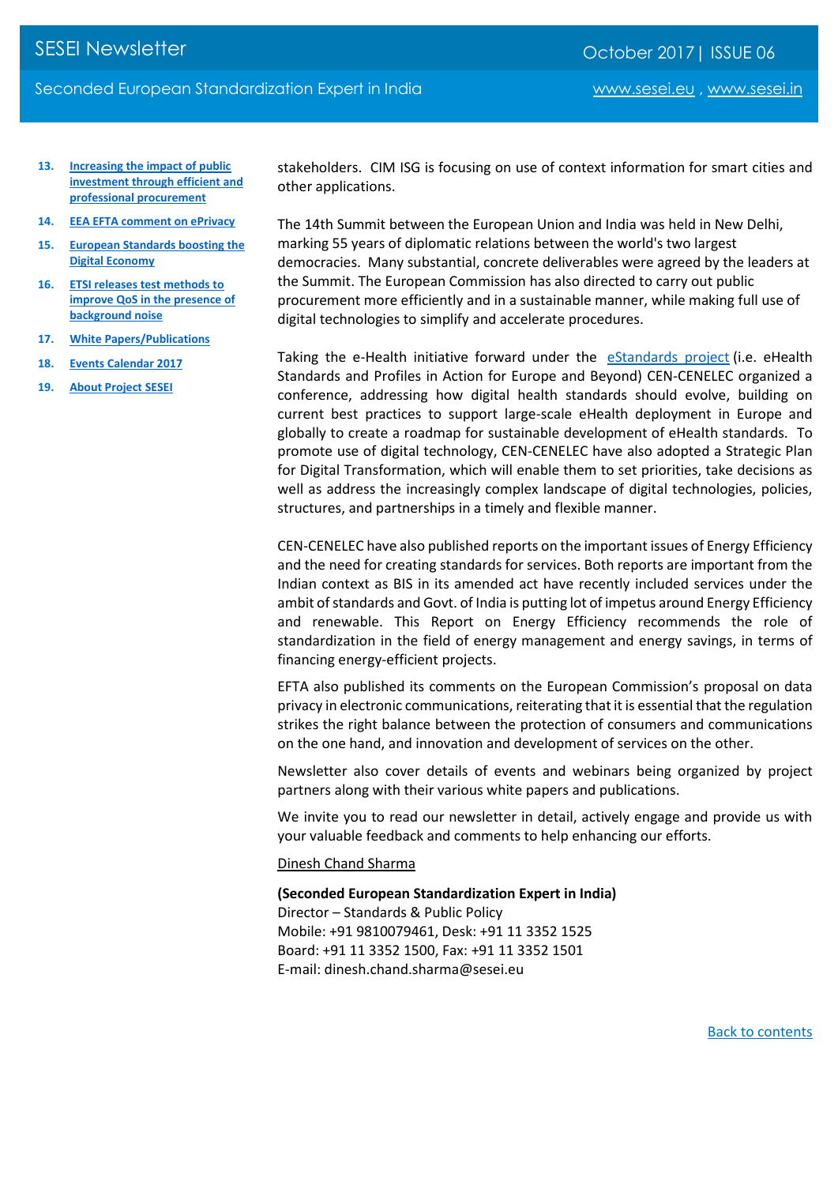13. Increasing the impact of public investment through efficient and professional procurement
14. EEA EFTA comment on ePrivacy
15. European Standards boosting the Digital Economy
16. ETSI releases test methods to improve QoS in the presence of background noise
17. White Papers/Publications
18. Events Calendar 2017
19. About Project SESEI

stakeholders. CIM ISG is focusing on use of context information for smart cities and other applications.

The 14th Summit between the European Union and India was held in New Delhi, marking 55 years of diplomatic relations between the world's two largest democracies. Many substantial, concrete deliverables were agreed by the leaders at the Summit. The European Commission has also directed to carry out public procurement more efficiently and in a sustainable manner, while making full use of digital technologies to simplify and accelerate procedures.

Taking the e-Health initiative forward under the eStandards project (i.e. eHealth Standards and Profiles in Action for Europe and Beyond) CEN-CENELEC organized a conference, addressing how digital health standards should evolve, building on current best practices to support large-scale eHealth deployment in Europe and globally to create a roadmap for sustainable development of eHealth standards. To promote use of digital technology, CEN-CENELEC have also adopted a Strategic Plan for Digital Transformation, which will enable them to set priorities, take decisions as well as address the increasingly complex landscape of digital technologies, policies, structures, and partnerships in a timely and flexible manner.

CEN-CENELEC have also published reports on the important issues of Energy Efficiency and the need for creating standards for services. Both reports are important from the Indian context as BIS in its amended act have recently included services under the ambit of standards and Govt. of India is putting lot of impetus around Energy Efficiency and renewable. This Report on Energy Efficiency recommends the role of standardization in the field of energy management and energy savings, in terms of financing energy-efficient projects.

EFTA also published its comments on the European Commission's proposal on data privacy in electronic communications, reiterating that it is essential that the regulation strikes the right balance between the protection of consumers and communications on the one hand, and innovation and development of services on the other.

Newsletter also cover details of events and webinars being organized by project partners along with their various white papers and publications.

We invite you to read our newsletter in detail, actively engage and provide us with your valuable feedback and comments to help enhancing our efforts.

Dinesh Chand Sharma

**(Seconded European Standardization Expert in India)**
Director – Standards & Public Policy
Mobile: +91 9810079461, Desk: +91 11 3352 1525
Board: +91 11 3352 1500, Fax: +91 11 3352 1501
E-mail: dinesh.chand.sharma@sesei.eu

Back to contents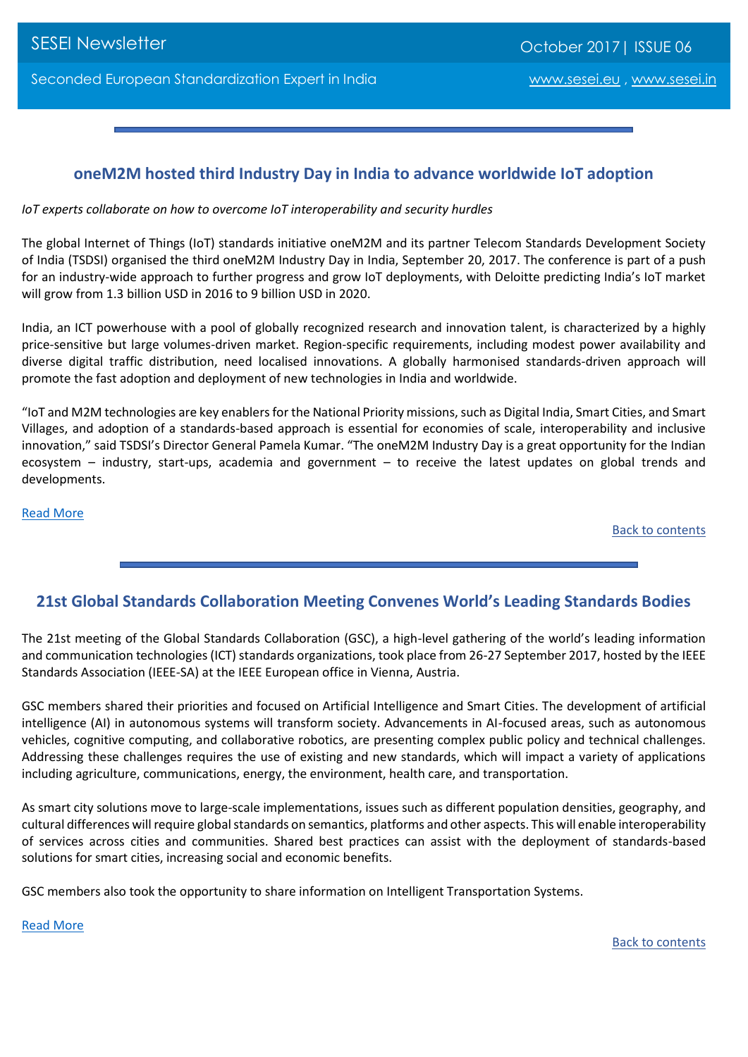## oneM2M hosted third Industry Day in India to advance worldwide IoT adoption

*IoT experts collaborate on how to overcome IoT interoperability and security hurdles*

The global Internet of Things (IoT) standards initiative oneM2M and its partner Telecom Standards Development Society of India (TSDSI) organised the third oneM2M Industry Day in India, September 20, 2017. The conference is part of a push for an industry-wide approach to further progress and grow IoT deployments, with Deloitte predicting India's IoT market will grow from 1.3 billion USD in 2016 to 9 billion USD in 2020.

India, an ICT powerhouse with a pool of globally recognized research and innovation talent, is characterized by a highly price-sensitive but large volumes-driven market. Region-specific requirements, including modest power availability and diverse digital traffic distribution, need localised innovations. A globally harmonised standards-driven approach will promote the fast adoption and deployment of new technologies in India and worldwide.

"IoT and M2M technologies are key enablers for the National Priority missions, such as Digital India, Smart Cities, and Smart Villages, and adoption of a standards-based approach is essential for economies of scale, interoperability and inclusive innovation," said TSDSI's Director General Pamela Kumar. "The oneM2M Industry Day is a great opportunity for the Indian ecosystem – industry, start-ups, academia and government – to receive the latest updates on global trends and developments.

Read More

Back to contents

## 21st Global Standards Collaboration Meeting Convenes World's Leading Standards Bodies

The 21st meeting of the Global Standards Collaboration (GSC), a high-level gathering of the world's leading information and communication technologies (ICT) standards organizations, took place from 26-27 September 2017, hosted by the IEEE Standards Association (IEEE-SA) at the IEEE European office in Vienna, Austria.

GSC members shared their priorities and focused on Artificial Intelligence and Smart Cities. The development of artificial intelligence (AI) in autonomous systems will transform society. Advancements in AI-focused areas, such as autonomous vehicles, cognitive computing, and collaborative robotics, are presenting complex public policy and technical challenges. Addressing these challenges requires the use of existing and new standards, which will impact a variety of applications including agriculture, communications, energy, the environment, health care, and transportation.

As smart city solutions move to large-scale implementations, issues such as different population densities, geography, and cultural differences will require global standards on semantics, platforms and other aspects. This will enable interoperability of services across cities and communities. Shared best practices can assist with the deployment of standards-based solutions for smart cities, increasing social and economic benefits.

GSC members also took the opportunity to share information on Intelligent Transportation Systems.

Read More

Back to contents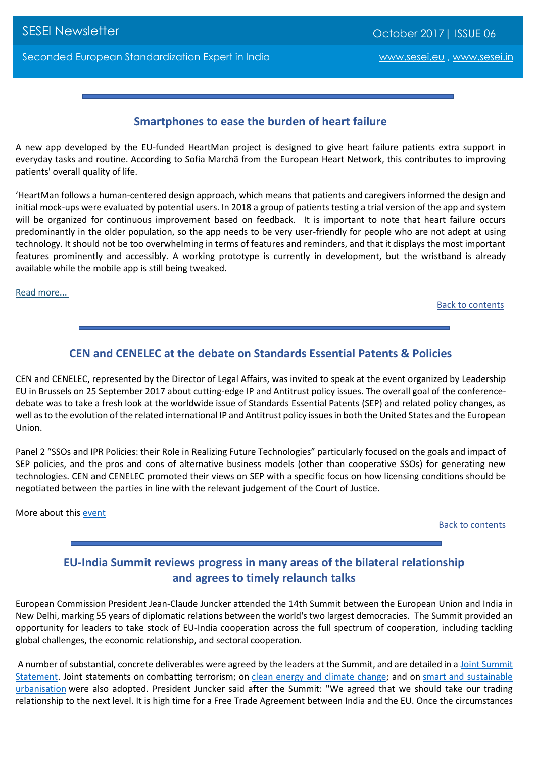## Smartphones to ease the burden of heart failure

A new app developed by the EU-funded HeartMan project is designed to give heart failure patients extra support in everyday tasks and routine. According to Sofia Marchã from the European Heart Network, this contributes to improving patients' overall quality of life.

'HeartMan follows a human-centered design approach, which means that patients and caregivers informed the design and initial mock-ups were evaluated by potential users. In 2018 a group of patients testing a trial version of the app and system will be organized for continuous improvement based on feedback. It is important to note that heart failure occurs predominantly in the older population, so the app needs to be very user-friendly for people who are not adept at using technology. It should not be too overwhelming in terms of features and reminders, and that it displays the most important features prominently and accessibly. A working prototype is currently in development, but the wristband is already available while the mobile app is still being tweaked.

Read more...

Back to contents

## CEN and CENELEC at the debate on Standards Essential Patents & Policies

CEN and CENELEC, represented by the Director of Legal Affairs, was invited to speak at the event organized by Leadership EU in Brussels on 25 September 2017 about cutting-edge IP and Antitrust policy issues. The overall goal of the conference-debate was to take a fresh look at the worldwide issue of Standards Essential Patents (SEP) and related policy changes, as well as to the evolution of the related international IP and Antitrust policy issues in both the United States and the European Union.

Panel 2 "SSOs and IPR Policies: their Role in Realizing Future Technologies" particularly focused on the goals and impact of SEP policies, and the pros and cons of alternative business models (other than cooperative SSOs) for generating new technologies. CEN and CENELEC promoted their views on SEP with a specific focus on how licensing conditions should be negotiated between the parties in line with the relevant judgement of the Court of Justice.

More about this event

Back to contents

## EU-India Summit reviews progress in many areas of the bilateral relationship and agrees to timely relaunch talks

European Commission President Jean-Claude Juncker attended the 14th Summit between the European Union and India in New Delhi, marking 55 years of diplomatic relations between the world's two largest democracies. The Summit provided an opportunity for leaders to take stock of EU-India cooperation across the full spectrum of cooperation, including tackling global challenges, the economic relationship, and sectoral cooperation.

A number of substantial, concrete deliverables were agreed by the leaders at the Summit, and are detailed in a Joint Summit Statement. Joint statements on combatting terrorism; on clean energy and climate change; and on smart and sustainable urbanisation were also adopted. President Juncker said after the Summit: "We agreed that we should take our trading relationship to the next level. It is high time for a Free Trade Agreement between India and the EU. Once the circumstances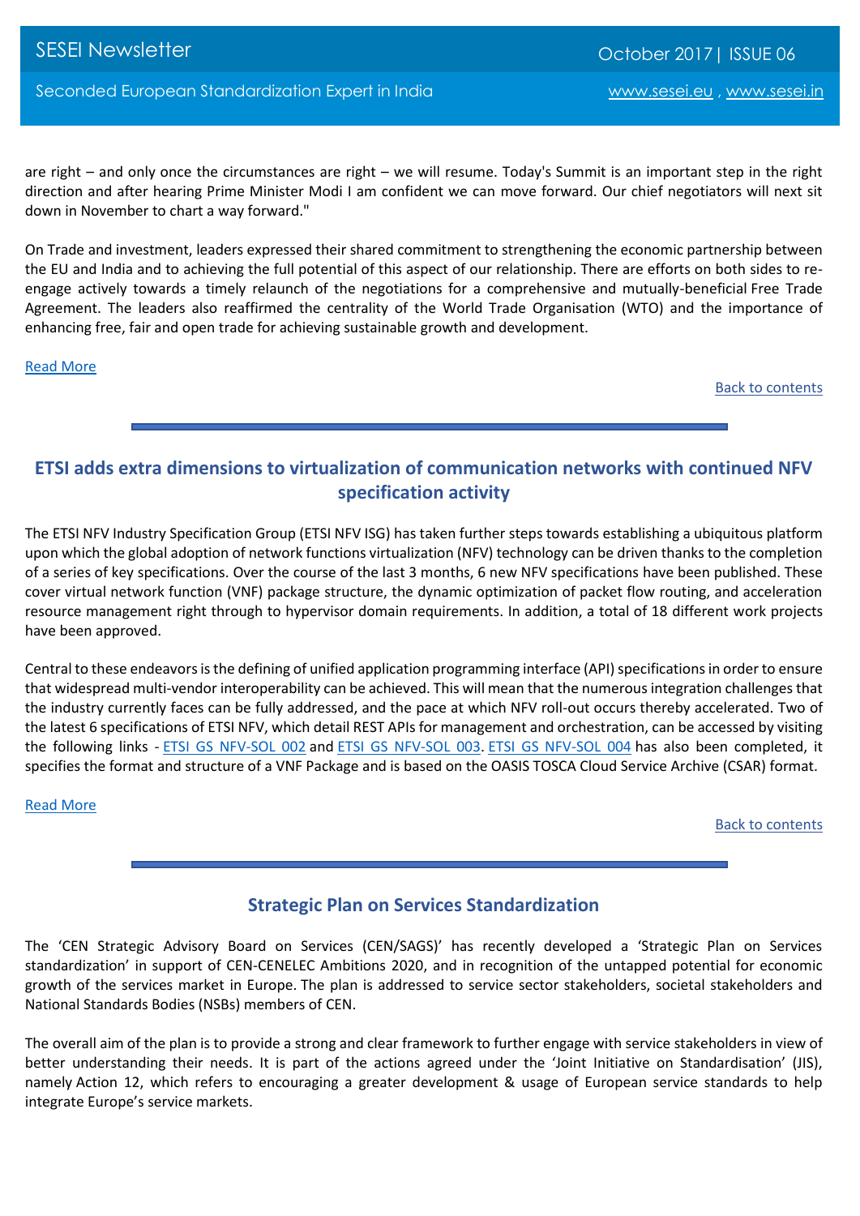are right – and only once the circumstances are right – we will resume. Today's Summit is an important step in the right direction and after hearing Prime Minister Modi I am confident we can move forward. Our chief negotiators will next sit down in November to chart a way forward."

On Trade and investment, leaders expressed their shared commitment to strengthening the economic partnership between the EU and India and to achieving the full potential of this aspect of our relationship. There are efforts on both sides to re-engage actively towards a timely relaunch of the negotiations for a comprehensive and mutually-beneficial Free Trade Agreement. The leaders also reaffirmed the centrality of the World Trade Organisation (WTO) and the importance of enhancing free, fair and open trade for achieving sustainable growth and development.

Read More

Back to contents

## ETSI adds extra dimensions to virtualization of communication networks with continued NFV specification activity

The ETSI NFV Industry Specification Group (ETSI NFV ISG) has taken further steps towards establishing a ubiquitous platform upon which the global adoption of network functions virtualization (NFV) technology can be driven thanks to the completion of a series of key specifications. Over the course of the last 3 months, 6 new NFV specifications have been published. These cover virtual network function (VNF) package structure, the dynamic optimization of packet flow routing, and acceleration resource management right through to hypervisor domain requirements. In addition, a total of 18 different work projects have been approved.

Central to these endeavors is the defining of unified application programming interface (API) specifications in order to ensure that widespread multi-vendor interoperability can be achieved. This will mean that the numerous integration challenges that the industry currently faces can be fully addressed, and the pace at which NFV roll-out occurs thereby accelerated. Two of the latest 6 specifications of ETSI NFV, which detail REST APIs for management and orchestration, can be accessed by visiting the following links - ETSI GS NFV-SOL 002 and ETSI GS NFV-SOL 003. ETSI GS NFV-SOL 004 has also been completed, it specifies the format and structure of a VNF Package and is based on the OASIS TOSCA Cloud Service Archive (CSAR) format.

Read More

Back to contents

## Strategic Plan on Services Standardization

The 'CEN Strategic Advisory Board on Services (CEN/SAGS)' has recently developed a 'Strategic Plan on Services standardization' in support of CEN-CENELEC Ambitions 2020, and in recognition of the untapped potential for economic growth of the services market in Europe. The plan is addressed to service sector stakeholders, societal stakeholders and National Standards Bodies (NSBs) members of CEN.

The overall aim of the plan is to provide a strong and clear framework to further engage with service stakeholders in view of better understanding their needs. It is part of the actions agreed under the 'Joint Initiative on Standardisation' (JIS), namely Action 12, which refers to encouraging a greater development & usage of European service standards to help integrate Europe's service markets.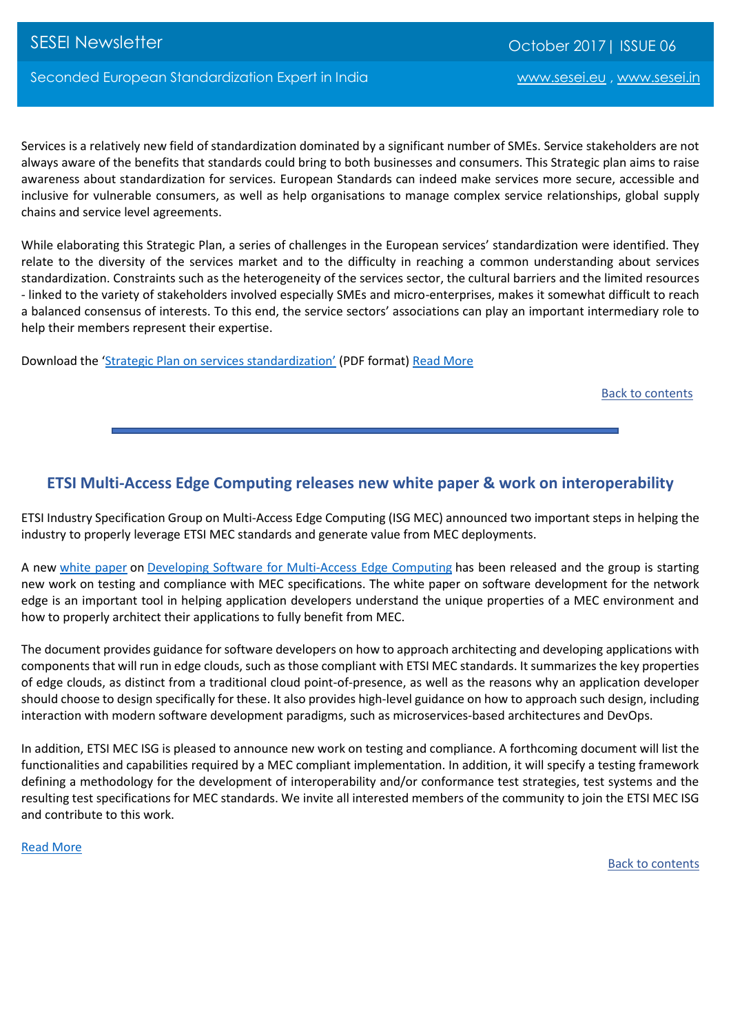Services is a relatively new field of standardization dominated by a significant number of SMEs. Service stakeholders are not always aware of the benefits that standards could bring to both businesses and consumers. This Strategic plan aims to raise awareness about standardization for services. European Standards can indeed make services more secure, accessible and inclusive for vulnerable consumers, as well as help organisations to manage complex service relationships, global supply chains and service level agreements.

While elaborating this Strategic Plan, a series of challenges in the European services' standardization were identified. They relate to the diversity of the services market and to the difficulty in reaching a common understanding about services standardization. Constraints such as the heterogeneity of the services sector, the cultural barriers and the limited resources - linked to the variety of stakeholders involved especially SMEs and micro-enterprises, makes it somewhat difficult to reach a balanced consensus of interests. To this end, the service sectors' associations can play an important intermediary role to help their members represent their expertise.

Download the 'Strategic Plan on services standardization' (PDF format) Read More

Back to contents

---

## ETSI Multi-Access Edge Computing releases new white paper & work on interoperability

ETSI Industry Specification Group on Multi-Access Edge Computing (ISG MEC) announced two important steps in helping the industry to properly leverage ETSI MEC standards and generate value from MEC deployments.

A new white paper on Developing Software for Multi-Access Edge Computing has been released and the group is starting new work on testing and compliance with MEC specifications. The white paper on software development for the network edge is an important tool in helping application developers understand the unique properties of a MEC environment and how to properly architect their applications to fully benefit from MEC.

The document provides guidance for software developers on how to approach architecting and developing applications with components that will run in edge clouds, such as those compliant with ETSI MEC standards. It summarizes the key properties of edge clouds, as distinct from a traditional cloud point-of-presence, as well as the reasons why an application developer should choose to design specifically for these. It also provides high-level guidance on how to approach such design, including interaction with modern software development paradigms, such as microservices-based architectures and DevOps.

In addition, ETSI MEC ISG is pleased to announce new work on testing and compliance. A forthcoming document will list the functionalities and capabilities required by a MEC compliant implementation. In addition, it will specify a testing framework defining a methodology for the development of interoperability and/or conformance test strategies, test systems and the resulting test specifications for MEC standards. We invite all interested members of the community to join the ETSI MEC ISG and contribute to this work.

Read More

Back to contents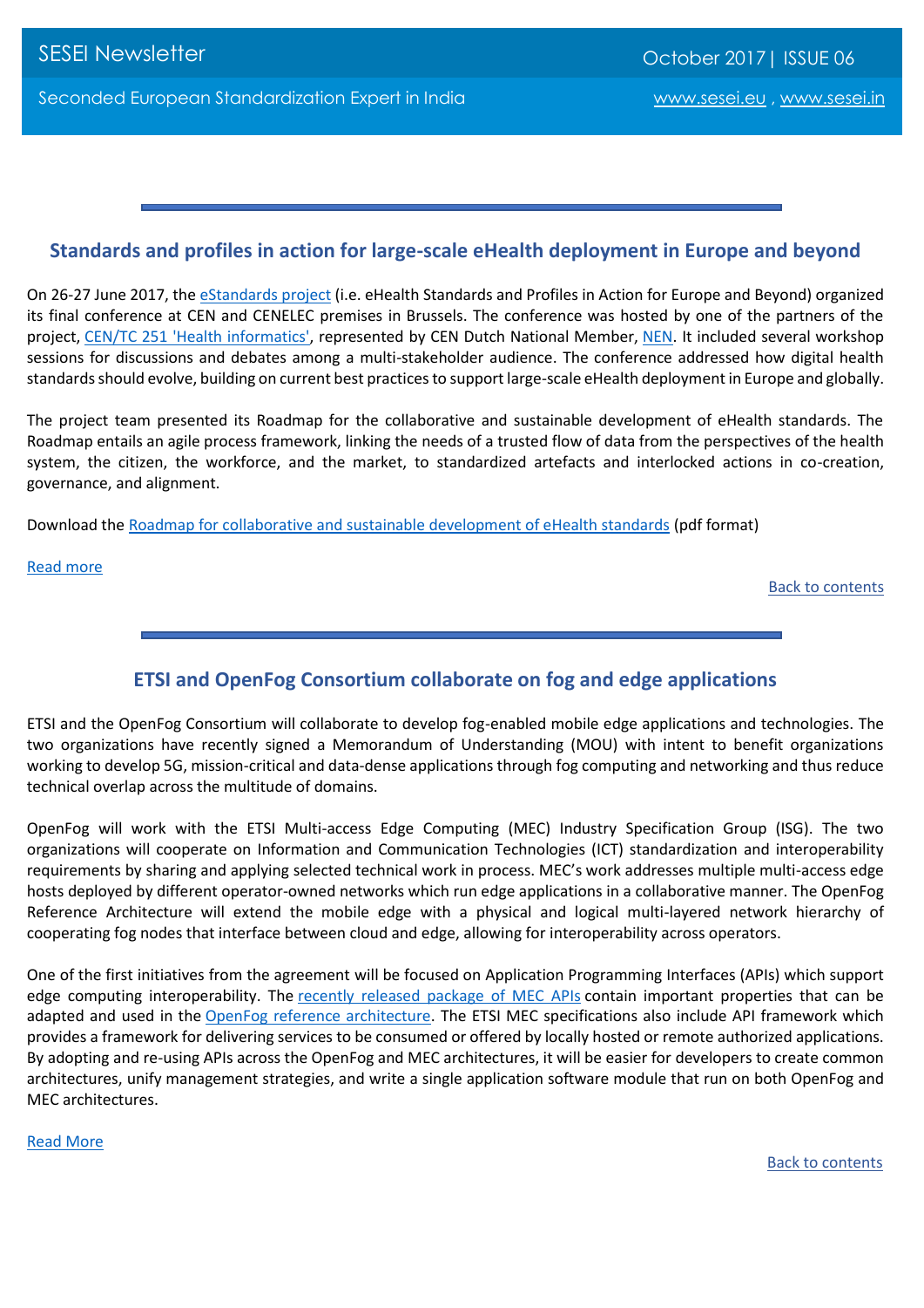## Standards and profiles in action for large-scale eHealth deployment in Europe and beyond

On 26-27 June 2017, the eStandards project (i.e. eHealth Standards and Profiles in Action for Europe and Beyond) organized its final conference at CEN and CENELEC premises in Brussels. The conference was hosted by one of the partners of the project, CEN/TC 251 'Health informatics', represented by CEN Dutch National Member, NEN. It included several workshop sessions for discussions and debates among a multi-stakeholder audience. The conference addressed how digital health standards should evolve, building on current best practices to support large-scale eHealth deployment in Europe and globally.

The project team presented its Roadmap for the collaborative and sustainable development of eHealth standards. The Roadmap entails an agile process framework, linking the needs of a trusted flow of data from the perspectives of the health system, the citizen, the workforce, and the market, to standardized artefacts and interlocked actions in co-creation, governance, and alignment.

Download the Roadmap for collaborative and sustainable development of eHealth standards (pdf format)

Read more

Back to contents

## ETSI and OpenFog Consortium collaborate on fog and edge applications

ETSI and the OpenFog Consortium will collaborate to develop fog-enabled mobile edge applications and technologies. The two organizations have recently signed a Memorandum of Understanding (MOU) with intent to benefit organizations working to develop 5G, mission-critical and data-dense applications through fog computing and networking and thus reduce technical overlap across the multitude of domains.

OpenFog will work with the ETSI Multi-access Edge Computing (MEC) Industry Specification Group (ISG). The two organizations will cooperate on Information and Communication Technologies (ICT) standardization and interoperability requirements by sharing and applying selected technical work in process. MEC's work addresses multiple multi-access edge hosts deployed by different operator-owned networks which run edge applications in a collaborative manner. The OpenFog Reference Architecture will extend the mobile edge with a physical and logical multi-layered network hierarchy of cooperating fog nodes that interface between cloud and edge, allowing for interoperability across operators.

One of the first initiatives from the agreement will be focused on Application Programming Interfaces (APIs) which support edge computing interoperability. The recently released package of MEC APIs contain important properties that can be adapted and used in the OpenFog reference architecture. The ETSI MEC specifications also include API framework which provides a framework for delivering services to be consumed or offered by locally hosted or remote authorized applications. By adopting and re-using APIs across the OpenFog and MEC architectures, it will be easier for developers to create common architectures, unify management strategies, and write a single application software module that run on both OpenFog and MEC architectures.

Read More

Back to contents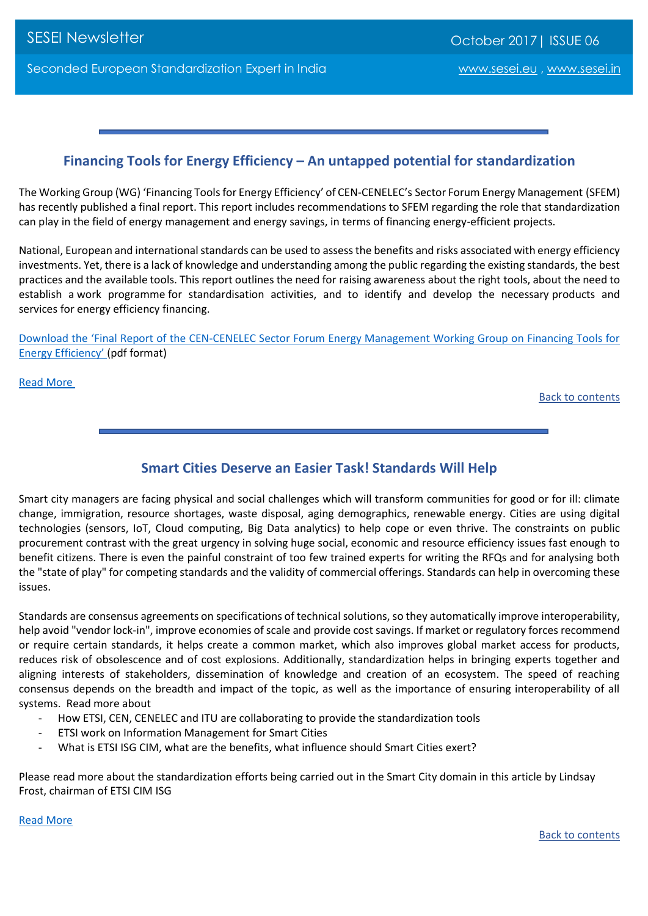## Financing Tools for Energy Efficiency – An untapped potential for standardization

The Working Group (WG) 'Financing Tools for Energy Efficiency' of CEN-CENELEC's Sector Forum Energy Management (SFEM) has recently published a final report. This report includes recommendations to SFEM regarding the role that standardization can play in the field of energy management and energy savings, in terms of financing energy-efficient projects.

National, European and international standards can be used to assess the benefits and risks associated with energy efficiency investments. Yet, there is a lack of knowledge and understanding among the public regarding the existing standards, the best practices and the available tools. This report outlines the need for raising awareness about the right tools, about the need to establish a work programme for standardisation activities, and to identify and develop the necessary products and services for energy efficiency financing.

Download the 'Final Report of the CEN-CENELEC Sector Forum Energy Management Working Group on Financing Tools for Energy Efficiency' (pdf format)

Read More

Back to contents

## Smart Cities Deserve an Easier Task! Standards Will Help

Smart city managers are facing physical and social challenges which will transform communities for good or for ill: climate change, immigration, resource shortages, waste disposal, aging demographics, renewable energy. Cities are using digital technologies (sensors, IoT, Cloud computing, Big Data analytics) to help cope or even thrive. The constraints on public procurement contrast with the great urgency in solving huge social, economic and resource efficiency issues fast enough to benefit citizens. There is even the painful constraint of too few trained experts for writing the RFQs and for analysing both the "state of play" for competing standards and the validity of commercial offerings. Standards can help in overcoming these issues.

Standards are consensus agreements on specifications of technical solutions, so they automatically improve interoperability, help avoid "vendor lock-in", improve economies of scale and provide cost savings. If market or regulatory forces recommend or require certain standards, it helps create a common market, which also improves global market access for products, reduces risk of obsolescence and of cost explosions. Additionally, standardization helps in bringing experts together and aligning interests of stakeholders, dissemination of knowledge and creation of an ecosystem. The speed of reaching consensus depends on the breadth and impact of the topic, as well as the importance of ensuring interoperability of all systems. Read more about

- How ETSI, CEN, CENELEC and ITU are collaborating to provide the standardization tools
- ETSI work on Information Management for Smart Cities
- What is ETSI ISG CIM, what are the benefits, what influence should Smart Cities exert?

Please read more about the standardization efforts being carried out in the Smart City domain in this article by Lindsay Frost, chairman of ETSI CIM ISG

Read More

Back to contents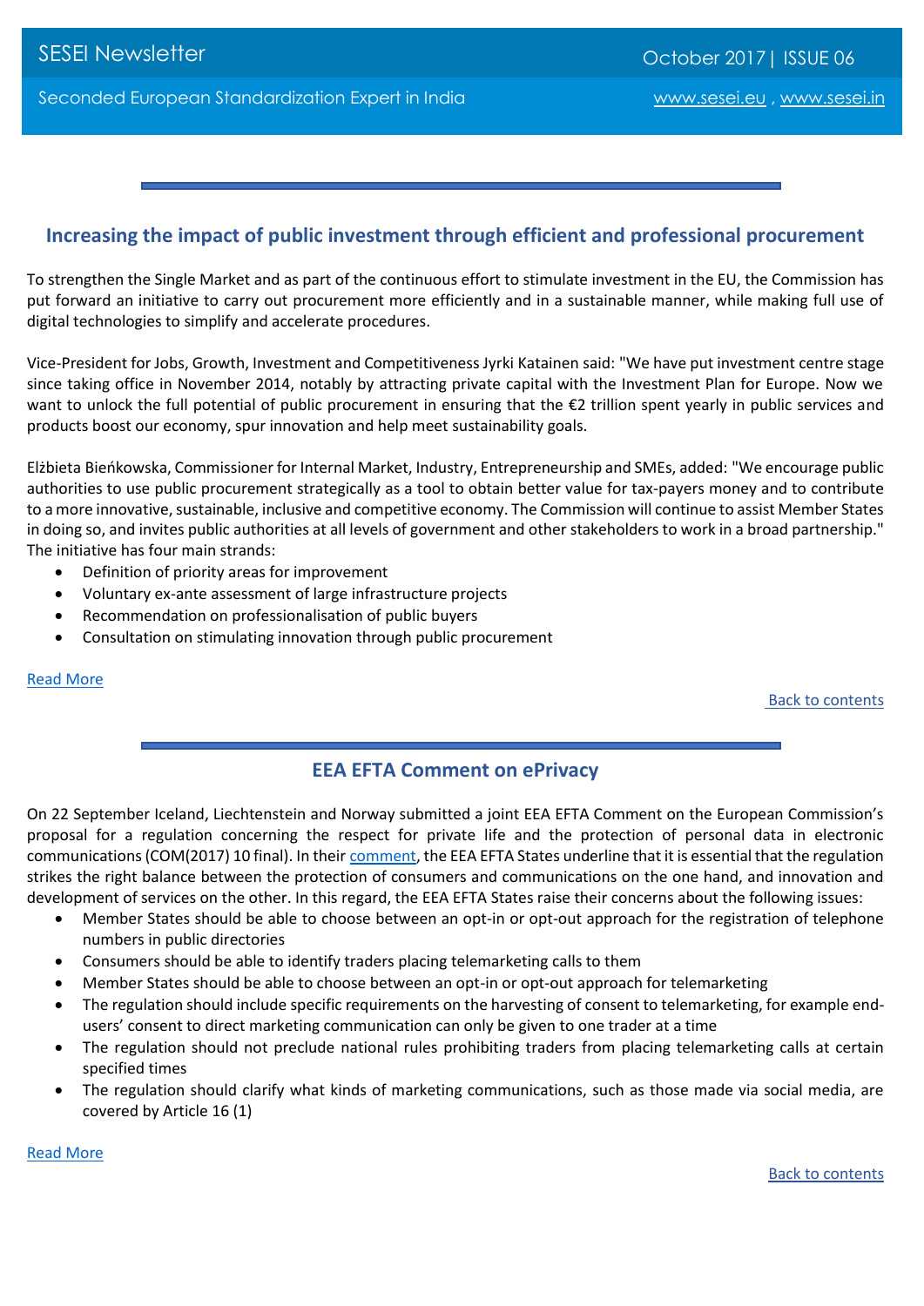## Increasing the impact of public investment through efficient and professional procurement

To strengthen the Single Market and as part of the continuous effort to stimulate investment in the EU, the Commission has put forward an initiative to carry out procurement more efficiently and in a sustainable manner, while making full use of digital technologies to simplify and accelerate procedures.

Vice-President for Jobs, Growth, Investment and Competitiveness Jyrki Katainen said: "We have put investment centre stage since taking office in November 2014, notably by attracting private capital with the Investment Plan for Europe. Now we want to unlock the full potential of public procurement in ensuring that the €2 trillion spent yearly in public services and products boost our economy, spur innovation and help meet sustainability goals.

Elżbieta Bieńkowska, Commissioner for Internal Market, Industry, Entrepreneurship and SMEs, added: "We encourage public authorities to use public procurement strategically as a tool to obtain better value for tax-payers money and to contribute to a more innovative, sustainable, inclusive and competitive economy. The Commission will continue to assist Member States in doing so, and invites public authorities at all levels of government and other stakeholders to work in a broad partnership." The initiative has four main strands:

- Definition of priority areas for improvement
- Voluntary ex-ante assessment of large infrastructure projects
- Recommendation on professionalisation of public buyers
- Consultation on stimulating innovation through public procurement

Read More

Back to contents

## EEA EFTA Comment on ePrivacy

On 22 September Iceland, Liechtenstein and Norway submitted a joint EEA EFTA Comment on the European Commission's proposal for a regulation concerning the respect for private life and the protection of personal data in electronic communications (COM(2017) 10 final). In their comment, the EEA EFTA States underline that it is essential that the regulation strikes the right balance between the protection of consumers and communications on the one hand, and innovation and development of services on the other. In this regard, the EEA EFTA States raise their concerns about the following issues:

- Member States should be able to choose between an opt-in or opt-out approach for the registration of telephone numbers in public directories
- Consumers should be able to identify traders placing telemarketing calls to them
- Member States should be able to choose between an opt-in or opt-out approach for telemarketing
- The regulation should include specific requirements on the harvesting of consent to telemarketing, for example end-users' consent to direct marketing communication can only be given to one trader at a time
- The regulation should not preclude national rules prohibiting traders from placing telemarketing calls at certain specified times
- The regulation should clarify what kinds of marketing communications, such as those made via social media, are covered by Article 16 (1)

Read More

Back to contents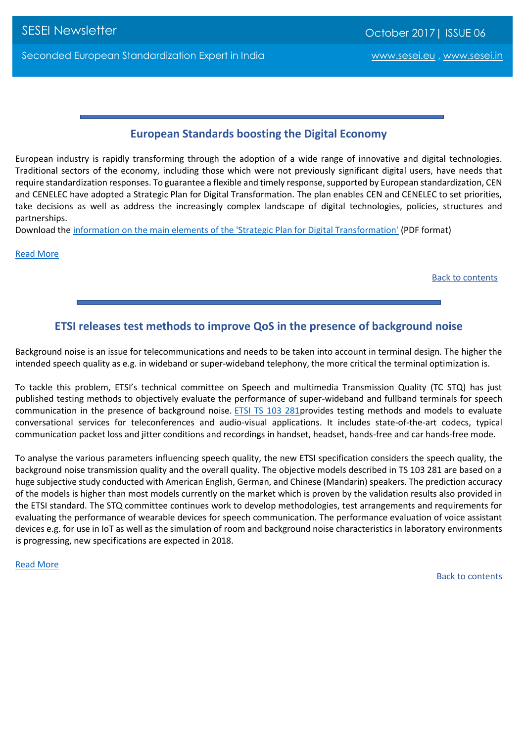## European Standards boosting the Digital Economy

European industry is rapidly transforming through the adoption of a wide range of innovative and digital technologies. Traditional sectors of the economy, including those which were not previously significant digital users, have needs that require standardization responses. To guarantee a flexible and timely response, supported by European standardization, CEN and CENELEC have adopted a Strategic Plan for Digital Transformation. The plan enables CEN and CENELEC to set priorities, take decisions as well as address the increasingly complex landscape of digital technologies, policies, structures and partnerships.

Download the information on the main elements of the 'Strategic Plan for Digital Transformation' (PDF format)

Read More

Back to contents

## ETSI releases test methods to improve QoS in the presence of background noise

Background noise is an issue for telecommunications and needs to be taken into account in terminal design. The higher the intended speech quality as e.g. in wideband or super-wideband telephony, the more critical the terminal optimization is.

To tackle this problem, ETSI's technical committee on Speech and multimedia Transmission Quality (TC STQ) has just published testing methods to objectively evaluate the performance of super-wideband and fullband terminals for speech communication in the presence of background noise. ETSI TS 103 281provides testing methods and models to evaluate conversational services for teleconferences and audio-visual applications. It includes state-of-the-art codecs, typical communication packet loss and jitter conditions and recordings in handset, headset, hands-free and car hands-free mode.

To analyse the various parameters influencing speech quality, the new ETSI specification considers the speech quality, the background noise transmission quality and the overall quality. The objective models described in TS 103 281 are based on a huge subjective study conducted with American English, German, and Chinese (Mandarin) speakers. The prediction accuracy of the models is higher than most models currently on the market which is proven by the validation results also provided in the ETSI standard. The STQ committee continues work to develop methodologies, test arrangements and requirements for evaluating the performance of wearable devices for speech communication. The performance evaluation of voice assistant devices e.g. for use in IoT as well as the simulation of room and background noise characteristics in laboratory environments is progressing, new specifications are expected in 2018.

Read More

Back to contents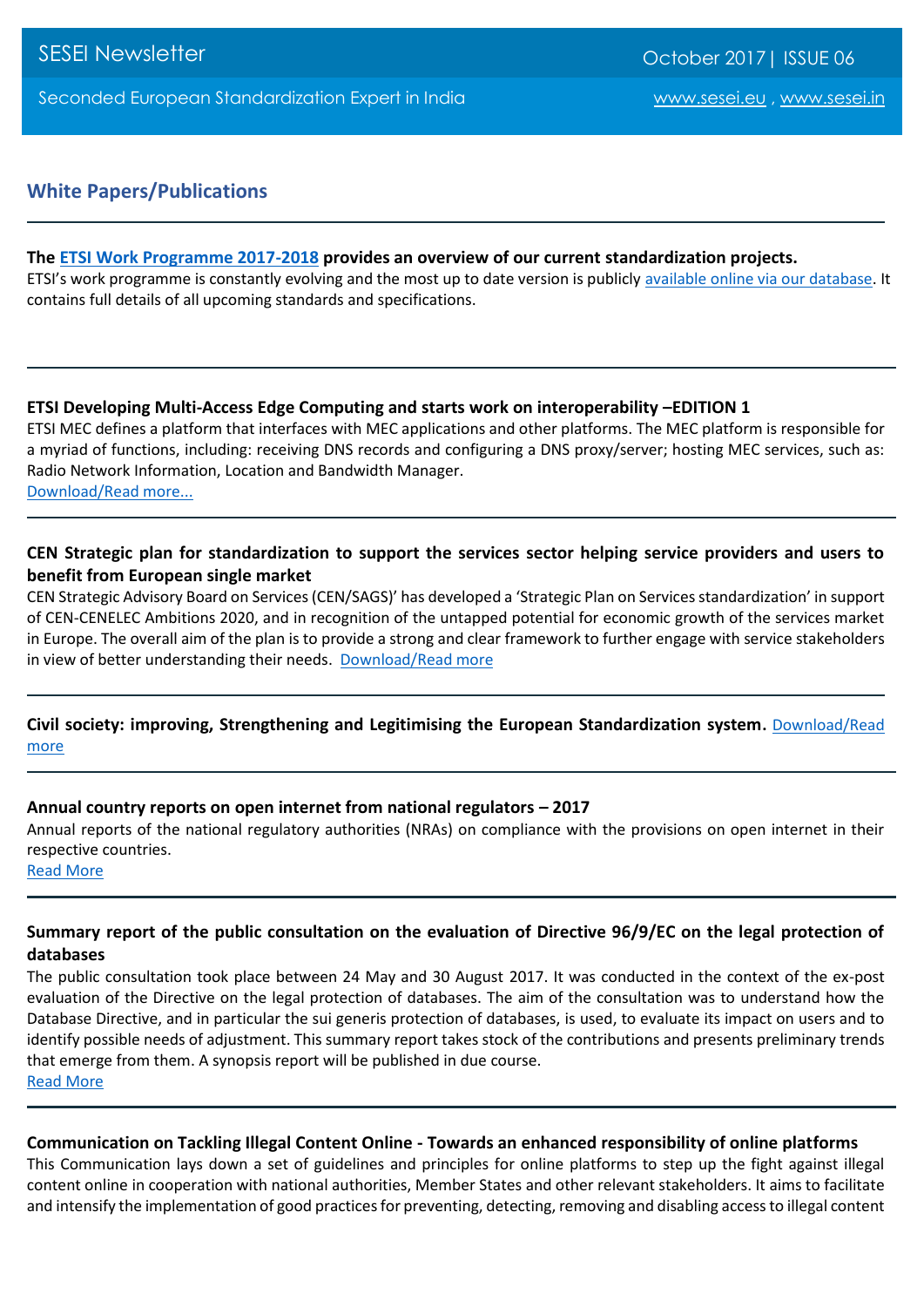## White Papers/Publications

---

**The ETSI Work Programme 2017-2018 provides an overview of our current standardization projects.**
ETSI's work programme is constantly evolving and the most up to date version is publicly available online via our database. It contains full details of all upcoming standards and specifications.

---

**ETSI Developing Multi-Access Edge Computing and starts work on interoperability –EDITION 1**
ETSI MEC defines a platform that interfaces with MEC applications and other platforms. The MEC platform is responsible for a myriad of functions, including: receiving DNS records and configuring a DNS proxy/server; hosting MEC services, such as: Radio Network Information, Location and Bandwidth Manager.
Download/Read more...

---

**CEN Strategic plan for standardization to support the services sector helping service providers and users to benefit from European single market**
CEN Strategic Advisory Board on Services (CEN/SAGS)' has developed a 'Strategic Plan on Services standardization' in support of CEN-CENELEC Ambitions 2020, and in recognition of the untapped potential for economic growth of the services market in Europe. The overall aim of the plan is to provide a strong and clear framework to further engage with service stakeholders in view of better understanding their needs. Download/Read more

---

**Civil society: improving, Strengthening and Legitimising the European Standardization system.** Download/Read more

---

**Annual country reports on open internet from national regulators – 2017**
Annual reports of the national regulatory authorities (NRAs) on compliance with the provisions on open internet in their respective countries.
Read More

---

**Summary report of the public consultation on the evaluation of Directive 96/9/EC on the legal protection of databases**
The public consultation took place between 24 May and 30 August 2017. It was conducted in the context of the ex-post evaluation of the Directive on the legal protection of databases. The aim of the consultation was to understand how the Database Directive, and in particular the sui generis protection of databases, is used, to evaluate its impact on users and to identify possible needs of adjustment. This summary report takes stock of the contributions and presents preliminary trends that emerge from them. A synopsis report will be published in due course.
Read More

---

**Communication on Tackling Illegal Content Online - Towards an enhanced responsibility of online platforms**
This Communication lays down a set of guidelines and principles for online platforms to step up the fight against illegal content online in cooperation with national authorities, Member States and other relevant stakeholders. It aims to facilitate and intensify the implementation of good practices for preventing, detecting, removing and disabling access to illegal content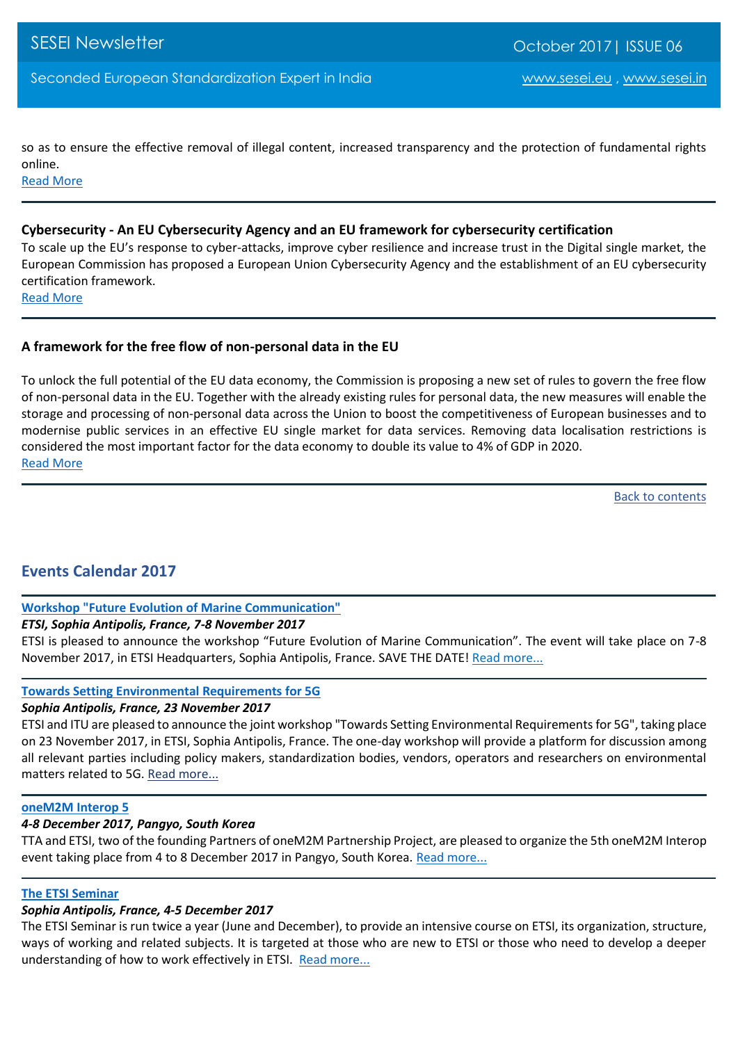so as to ensure the effective removal of illegal content, increased transparency and the protection of fundamental rights online.
[Read More]

---

**Cybersecurity - An EU Cybersecurity Agency and an EU framework for cybersecurity certification**

To scale up the EU's response to cyber-attacks, improve cyber resilience and increase trust in the Digital single market, the European Commission has proposed a European Union Cybersecurity Agency and the establishment of an EU cybersecurity certification framework.
[Read More]

---

**A framework for the free flow of non-personal data in the EU**

To unlock the full potential of the EU data economy, the Commission is proposing a new set of rules to govern the free flow of non-personal data in the EU. Together with the already existing rules for personal data, the new measures will enable the storage and processing of non-personal data across the Union to boost the competitiveness of European businesses and to modernise public services in an effective EU single market for data services. Removing data localisation restrictions is considered the most important factor for the data economy to double its value to 4% of GDP in 2020.
[Read More]

---

[Back to contents]

## Events Calendar 2017

---

**[Workshop "Future Evolution of Marine Communication"]**

***ETSI, Sophia Antipolis, France, 7-8 November 2017***

ETSI is pleased to announce the workshop "Future Evolution of Marine Communication". The event will take place on 7-8 November 2017, in ETSI Headquarters, Sophia Antipolis, France. SAVE THE DATE! [Read more...]

---

**[Towards Setting Environmental Requirements for 5G]**

***Sophia Antipolis, France, 23 November 2017***

ETSI and ITU are pleased to announce the joint workshop "Towards Setting Environmental Requirements for 5G", taking place on 23 November 2017, in ETSI, Sophia Antipolis, France. The one-day workshop will provide a platform for discussion among all relevant parties including policy makers, standardization bodies, vendors, operators and researchers on environmental matters related to 5G. [Read more...]

---

**[oneM2M Interop 5]**

***4-8 December 2017, Pangyo, South Korea***

TTA and ETSI, two of the founding Partners of oneM2M Partnership Project, are pleased to organize the 5th oneM2M Interop event taking place from 4 to 8 December 2017 in Pangyo, South Korea. [Read more...]

---

**[The ETSI Seminar]**

***Sophia Antipolis, France, 4-5 December 2017***

The ETSI Seminar is run twice a year (June and December), to provide an intensive course on ETSI, its organization, structure, ways of working and related subjects. It is targeted at those who are new to ETSI or those who need to develop a deeper understanding of how to work effectively in ETSI. [Read more...]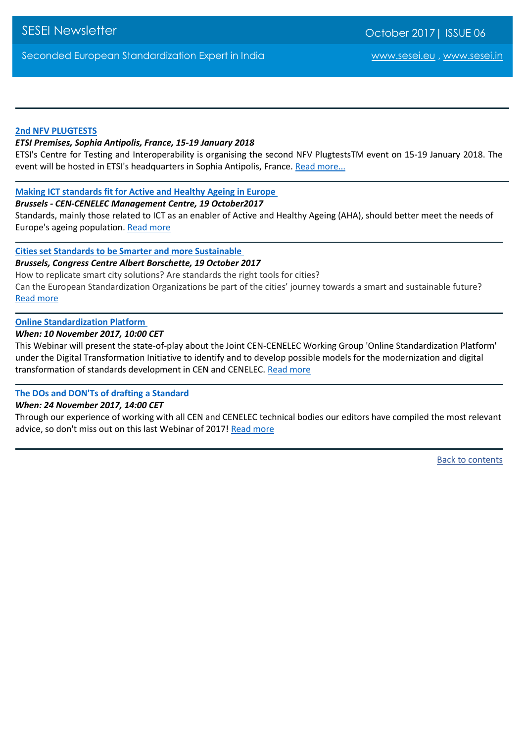**[2nd NFV PLUGTESTS]**

***ETSI Premises, Sophia Antipolis, France, 15-19 January 2018***

ETSI's Centre for Testing and Interoperability is organising the second NFV PlugtestsTM event on 15-19 January 2018. The event will be hosted in ETSI's headquarters in Sophia Antipolis, France. Read more...

---

**[Making ICT standards fit for Active and Healthy Ageing in Europe]**

***Brussels - CEN-CENELEC Management Centre, 19 October2017***

Standards, mainly those related to ICT as an enabler of Active and Healthy Ageing (AHA), should better meet the needs of Europe's ageing population. Read more

---

**[Cities set Standards to be Smarter and more Sustainable]**

***Brussels, Congress Centre Albert Borschette, 19 October 2017***

How to replicate smart city solutions? Are standards the right tools for cities?

Can the European Standardization Organizations be part of the cities' journey towards a smart and sustainable future? Read more

---

**[Online Standardization Platform]**

***When: 10 November 2017, 10:00 CET***

This Webinar will present the state-of-play about the Joint CEN-CENELEC Working Group 'Online Standardization Platform' under the Digital Transformation Initiative to identify and to develop possible models for the modernization and digital transformation of standards development in CEN and CENELEC. Read more

---

**[The DOs and DON'Ts of drafting a Standard]**

***When: 24 November 2017, 14:00 CET***

Through our experience of working with all CEN and CENELEC technical bodies our editors have compiled the most relevant advice, so don't miss out on this last Webinar of 2017! Read more

---

Back to contents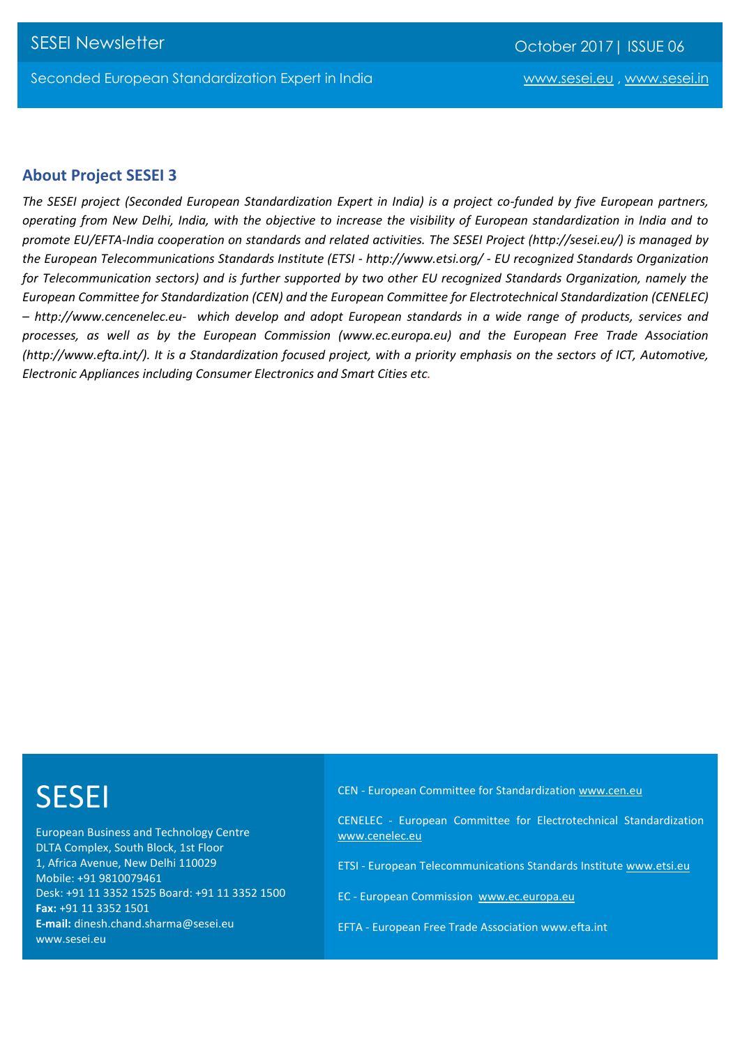## About Project SESEI 3

*The SESEI project (Seconded European Standardization Expert in India) is a project co-funded by five European partners, operating from New Delhi, India, with the objective to increase the visibility of European standardization in India and to promote EU/EFTA-India cooperation on standards and related activities. The SESEI Project (http://sesei.eu/) is managed by the European Telecommunications Standards Institute (ETSI - http://www.etsi.org/ - EU recognized Standards Organization for Telecommunication sectors) and is further supported by two other EU recognized Standards Organization, namely the European Committee for Standardization (CEN) and the European Committee for Electrotechnical Standardization (CENELEC) – http://www.cencenelec.eu- which develop and adopt European standards in a wide range of products, services and processes, as well as by the European Commission (www.ec.europa.eu) and the European Free Trade Association (http://www.efta.int/). It is a Standardization focused project, with a priority emphasis on the sectors of ICT, Automotive, Electronic Appliances including Consumer Electronics and Smart Cities etc.*

# SESEI

European Business and Technology Centre
DLTA Complex, South Block, 1st Floor
1, Africa Avenue, New Delhi 110029
Mobile: +91 9810079461
Desk: +91 11 3352 1525 Board: +91 11 3352 1500
**Fax:** +91 11 3352 1501
**E-mail:** dinesh.chand.sharma@sesei.eu
www.sesei.eu

CEN - European Committee for Standardization www.cen.eu

CENELEC - European Committee for Electrotechnical Standardization www.cenelec.eu

ETSI - European Telecommunications Standards Institute www.etsi.eu

EC - European Commission www.ec.europa.eu

EFTA - European Free Trade Association www.efta.int